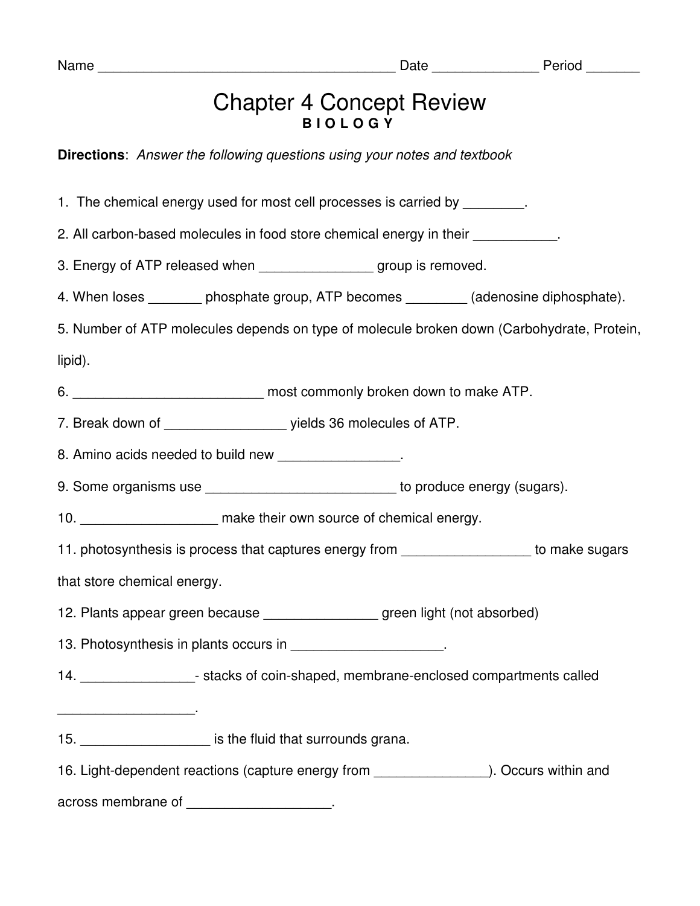Name ______________________________________ Date _____________ Period _______

# Chapter 4 Concept Review

**B I O L O G Y**

**Directions**: *Answer the following questions using your notes and textbook*

1. The chemical energy used for most cell processes is carried by ________.

2. All carbon-based molecules in food store chemical energy in their ___________.

3. Energy of ATP released when _______________ group is removed.

4. When loses _______ phosphate group, ATP becomes ________ (adenosine diphosphate).

5. Number of ATP molecules depends on type of molecule broken down (Carbohydrate, Protein, lipid).

6. _________________________ most commonly broken down to make ATP.

7. Break down of ________________ yields 36 molecules of ATP.

8. Amino acids needed to build new ________________.

9. Some organisms use _________________________ to produce energy (sugars).

10. __________________ make their own source of chemical energy.

11. photosynthesis is process that captures energy from _________________ to make sugars that store chemical energy.

12. Plants appear green because _______________ green light (not absorbed)

13. Photosynthesis in plants occurs in ____________________.

14. _______________- stacks of coin-shaped, membrane-enclosed compartments called __________________.

15. _________________ is the fluid that surrounds grana.

16. Light-dependent reactions (capture energy from _______________). Occurs within and across membrane of ___________________.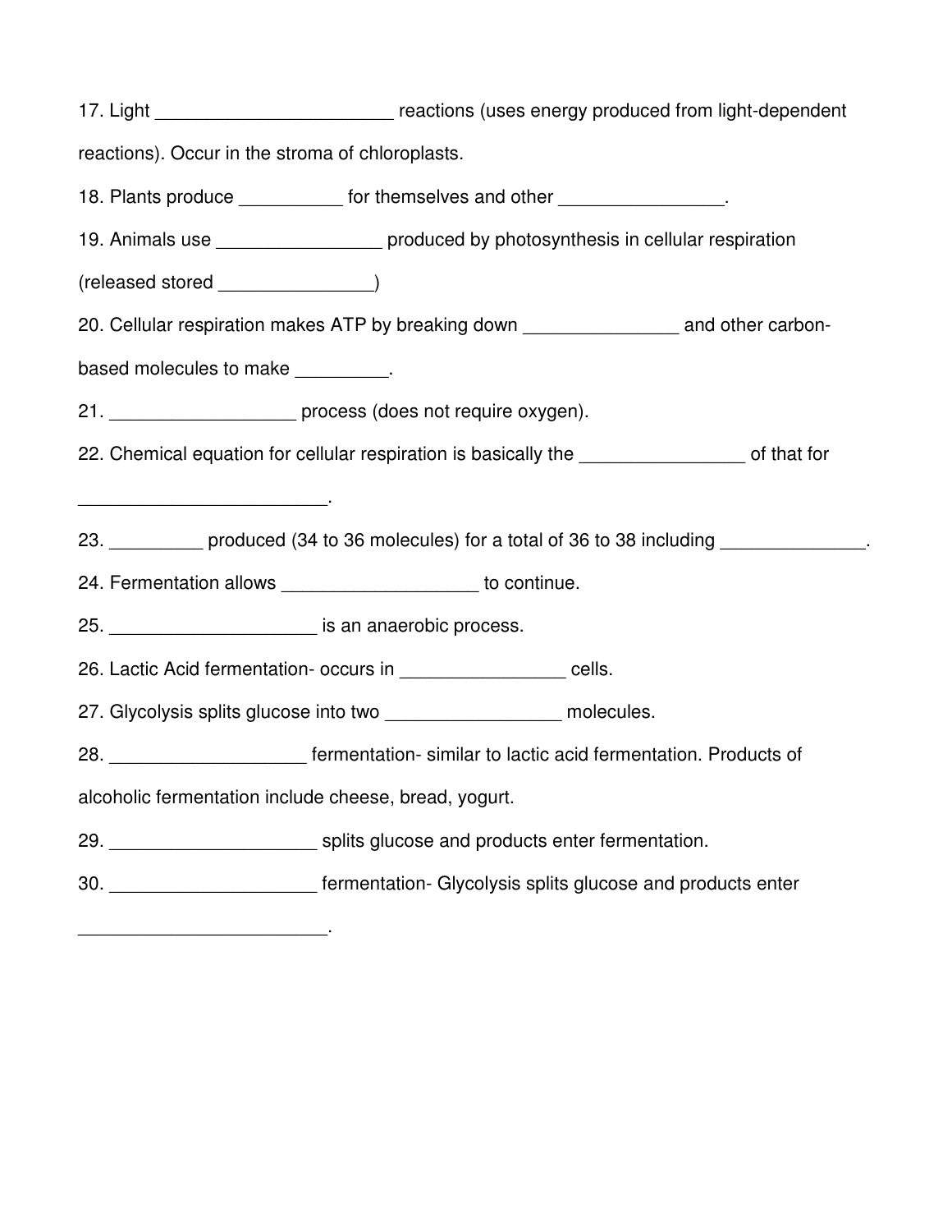17. Light _______________________ reactions (uses energy produced from light-dependent reactions). Occur in the stroma of chloroplasts.

18. Plants produce __________ for themselves and other ________________.

19. Animals use ________________ produced by photosynthesis in cellular respiration (released stored _______________)

20. Cellular respiration makes ATP by breaking down _______________ and other carbon-based molecules to make _________.

21. __________________ process (does not require oxygen).

22. Chemical equation for cellular respiration is basically the ________________ of that for ________________________.

23. _________ produced (34 to 36 molecules) for a total of 36 to 38 including ______________.

24. Fermentation allows ___________________ to continue.

25. ____________________ is an anaerobic process.

26. Lactic Acid fermentation- occurs in ________________ cells.

27. Glycolysis splits glucose into two _________________ molecules.

28. ___________________ fermentation- similar to lactic acid fermentation. Products of alcoholic fermentation include cheese, bread, yogurt.

29. ____________________ splits glucose and products enter fermentation.

30. ____________________ fermentation- Glycolysis splits glucose and products enter ________________________.